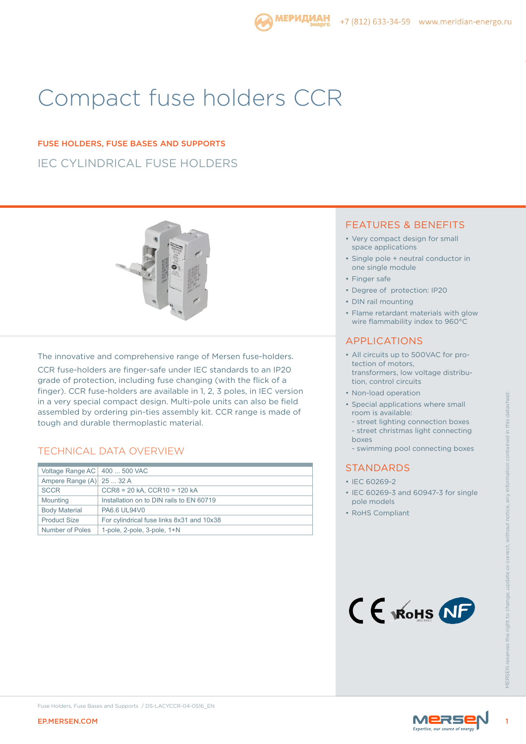# Compact fuse holders CCR

## FUSE HOLDERS, FUSE BASES AND SUPPORTS

## IEC CYLINDRICAL FUSE HOLDERS

The innovative and comprehensive range of Mersen fuse-holders.

CCR fuse-holders are finger-safe under IEC standards to an IP20 grade of protection, including fuse changing (with the flick of a finger). CCR fuse-holders are available in 1, 2, 3 poles, in IEC version in a very special compact design. Multi-pole units can also be field assembled by ordering pin-ties assembly kit. CCR range is made of tough and durable thermoplastic material.

## TECHNICAL DATA OVERVIEW

| | |
|---|---|
| Voltage Range AC | 400 ... 500 VAC |
| Ampere Range (A) | 25 ... 32 A |
| SCCR | CCR8 = 20 kA, CCR10 = 120 kA |
| Mounting | Installation on to DIN rails to EN 60719 |
| Body Material | PA6.6 UL94V0 |
| Product Size | For cylindrical fuse links 8x31 and 10x38 |
| Number of Poles | 1-pole, 2-pole, 3-pole, 1+N |

## FEATURES & BENEFITS

- Very compact design for small space applications
- Single pole + neutral conductor in one single module
- Finger safe
- Degree of protection: IP20
- DIN rail mounting
- Flame retardant materials with glow wire flammability index to 960°C

## APPLICATIONS

- All circuits up to 500VAC for protection of motors, transformers, low voltage distribution, control circuits
- Non-load operation
- Special applications where small room is available:
  - street lighting connection boxes
  - street christmas light connecting boxes
  - swimming pool connecting boxes

## STANDARDS

- IEC 60269-2
- IEC 60269-3 and 60947-3 for single pole models
- RoHS Compliant

MERSEN reserves the right to change, update or correct, without notice, any information contained in this datasheet.

Fuse Holders, Fuse Bases and Supports / DS-LACYCCR-04-0516_EN

EP.MERSEN.COM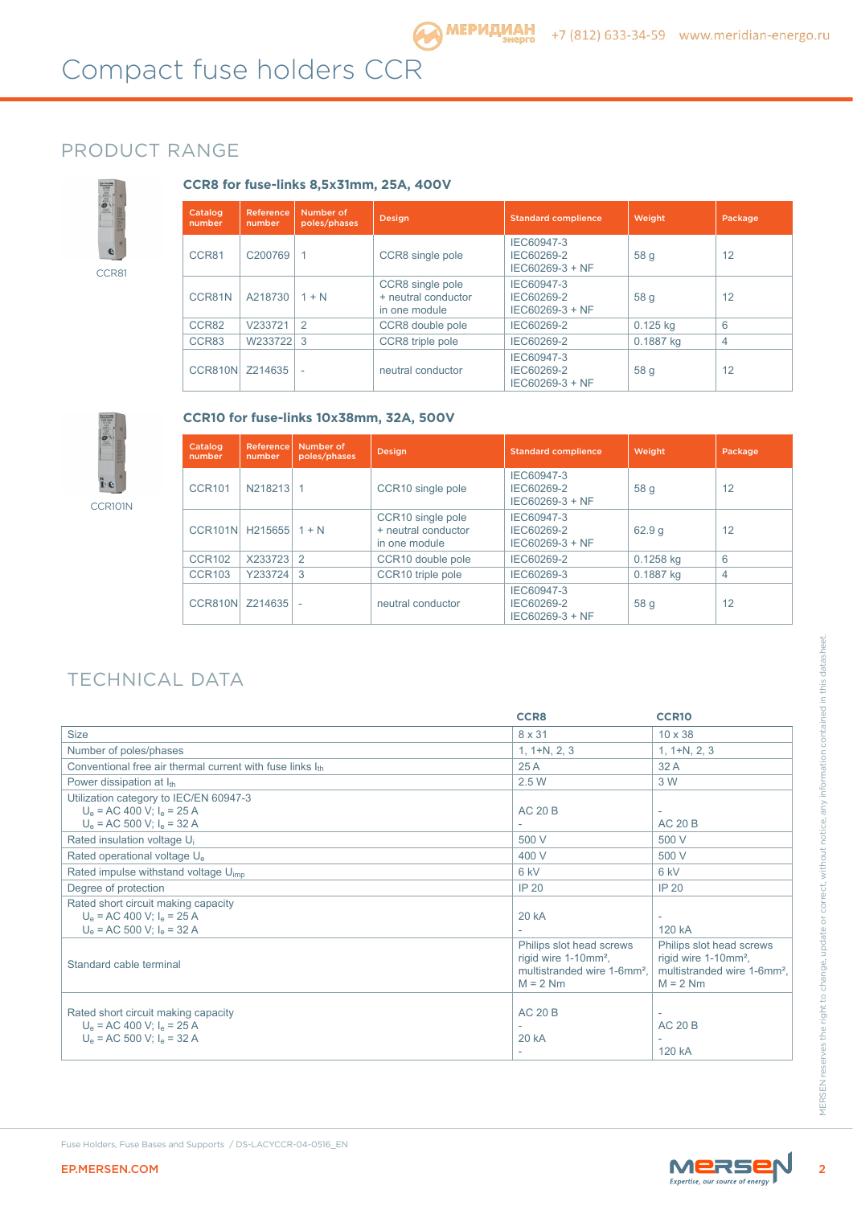# Compact fuse holders CCR

## PRODUCT RANGE

CCR81

### CCR8 for fuse-links 8,5x31mm, 25A, 400V

| Catalog number | Reference number | Number of poles/phases | Design | Standard complience | Weight | Package |
|---|---|---|---|---|---|---|
| CCR81 | C200769 | 1 | CCR8 single pole | IEC60947-3<br>IEC60269-2<br>IEC60269-3 + NF | 58 g | 12 |
| CCR81N | A218730 | 1 + N | CCR8 single pole<br>+ neutral conductor<br>in one module | IEC60947-3<br>IEC60269-2<br>IEC60269-3 + NF | 58 g | 12 |
| CCR82 | V233721 | 2 | CCR8 double pole | IEC60269-2 | 0.125 kg | 6 |
| CCR83 | W233722 | 3 | CCR8 triple pole | IEC60269-2 | 0.1887 kg | 4 |
| CCR810N | Z214635 | - | neutral conductor | IEC60947-3<br>IEC60269-2<br>IEC60269-3 + NF | 58 g | 12 |

CCR101N

### CCR10 for fuse-links 10x38mm, 32A, 500V

| Catalog number | Reference number | Number of poles/phases | Design | Standard complience | Weight | Package |
|---|---|---|---|---|---|---|
| CCR101 | N218213 | 1 | CCR10 single pole | IEC60947-3<br>IEC60269-2<br>IEC60269-3 + NF | 58 g | 12 |
| CCR101N | H215655 | 1 + N | CCR10 single pole<br>+ neutral conductor<br>in one module | IEC60947-3<br>IEC60269-2<br>IEC60269-3 + NF | 62.9 g | 12 |
| CCR102 | X233723 | 2 | CCR10 double pole | IEC60269-2 | 0.1258 kg | 6 |
| CCR103 | Y233724 | 3 | CCR10 triple pole | IEC60269-3 | 0.1887 kg | 4 |
| CCR810N | Z214635 | - | neutral conductor | IEC60947-3<br>IEC60269-2<br>IEC60269-3 + NF | 58 g | 12 |

## TECHNICAL DATA

| | CCR8 | CCR10 |
|---|---|---|
| Size | 8 x 31 | 10 x 38 |
| Number of poles/phases | 1, 1+N, 2, 3 | 1, 1+N, 2, 3 |
| Conventional free air thermal current with fuse links $I_{th}$ | 25 A | 32 A |
| Power dissipation at $I_{th}$ | 2.5 W | 3 W |
| Utilization category to IEC/EN 60947-3<br>$U_e$ = AC 400 V; $I_e$ = 25 A<br>$U_e$ = AC 500 V; $I_e$ = 32 A | AC 20 B<br>- | -<br>AC 20 B |
| Rated insulation voltage $U_i$ | 500 V | 500 V |
| Rated operational voltage $U_e$ | 400 V | 500 V |
| Rated impulse withstand voltage $U_{imp}$ | 6 kV | 6 kV |
| Degree of protection | IP 20 | IP 20 |
| Rated short circuit making capacity<br>$U_e$ = AC 400 V; $I_e$ = 25 A<br>$U_e$ = AC 500 V; $I_e$ = 32 A | 20 kA<br>- | -<br>120 kA |
| Standard cable terminal | Philips slot head screws rigid wire 1-10mm², multistranded wire 1-6mm², M = 2 Nm | Philips slot head screws rigid wire 1-10mm², multistranded wire 1-6mm², M = 2 Nm |
| Rated short circuit making capacity<br>$U_e$ = AC 400 V; $I_e$ = 25 A<br>$U_e$ = AC 500 V; $I_e$ = 32 A | AC 20 B<br>-<br>20 kA<br>- | -<br>AC 20 B<br>-<br>120 kA |

MERSEN reserves the right to change, update or correct, without notice, any information contained in this datasheet.

Fuse Holders, Fuse Bases and Supports / DS-LACYCCR-04-0516_EN

EP.MERSEN.COM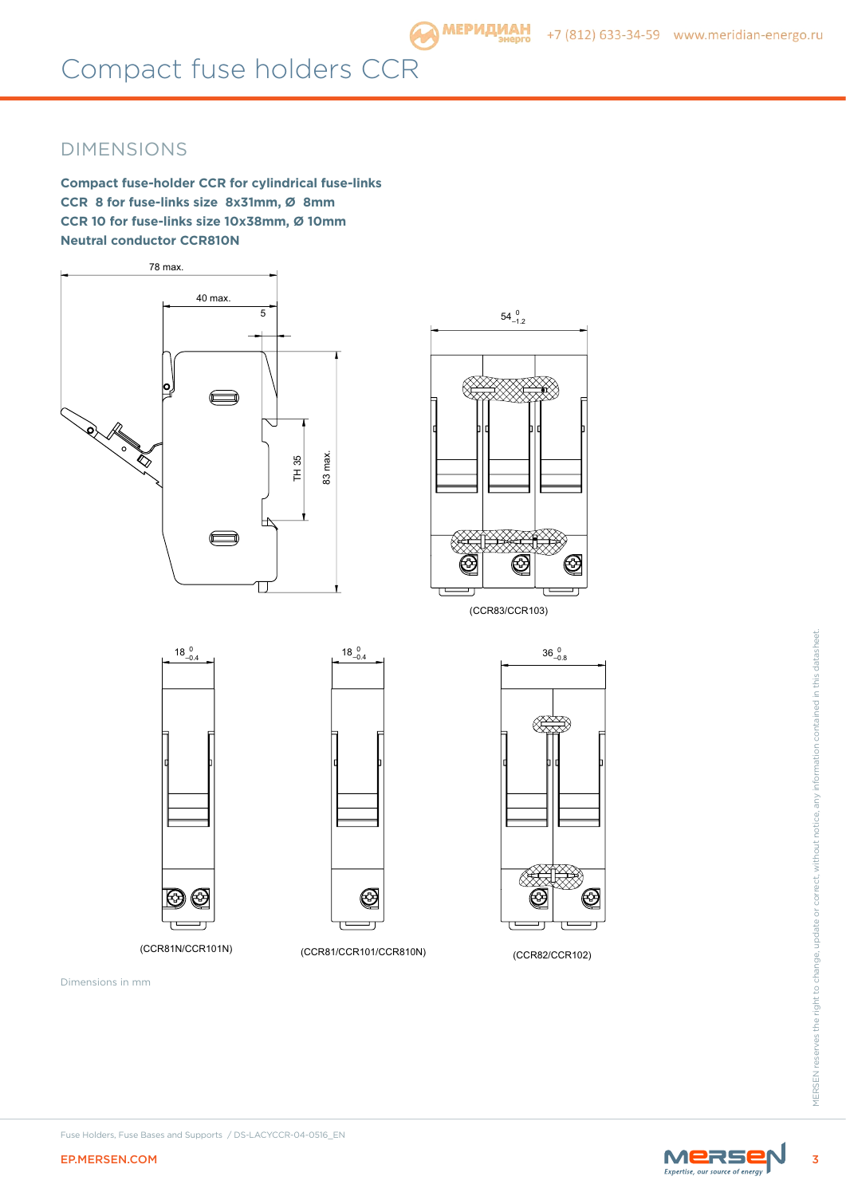# Compact fuse holders CCR

## DIMENSIONS

**Compact fuse-holder CCR for cylindrical fuse-links**
**CCR 8 for fuse-links size 8x31mm, Ø 8mm**
**CCR 10 for fuse-links size 10x38mm, Ø 10mm**
**Neutral conductor CCR810N**

78 max.

40 max.

5

TH 35

83 max.

$54^{\ 0}_{-1.2}$

(CCR83/CCR103)

$18^{\ 0}_{-0.4}$

(CCR81N/CCR101N)

$18^{\ 0}_{-0.4}$

(CCR81/CCR101/CCR810N)

$36^{\ 0}_{-0.8}$

(CCR82/CCR102)

Dimensions in mm

MERSEN reserves the right to change, update or correct, without notice, any information contained in this datasheet.

Fuse Holders, Fuse Bases and Supports / DS-LACYCCR-04-0516_EN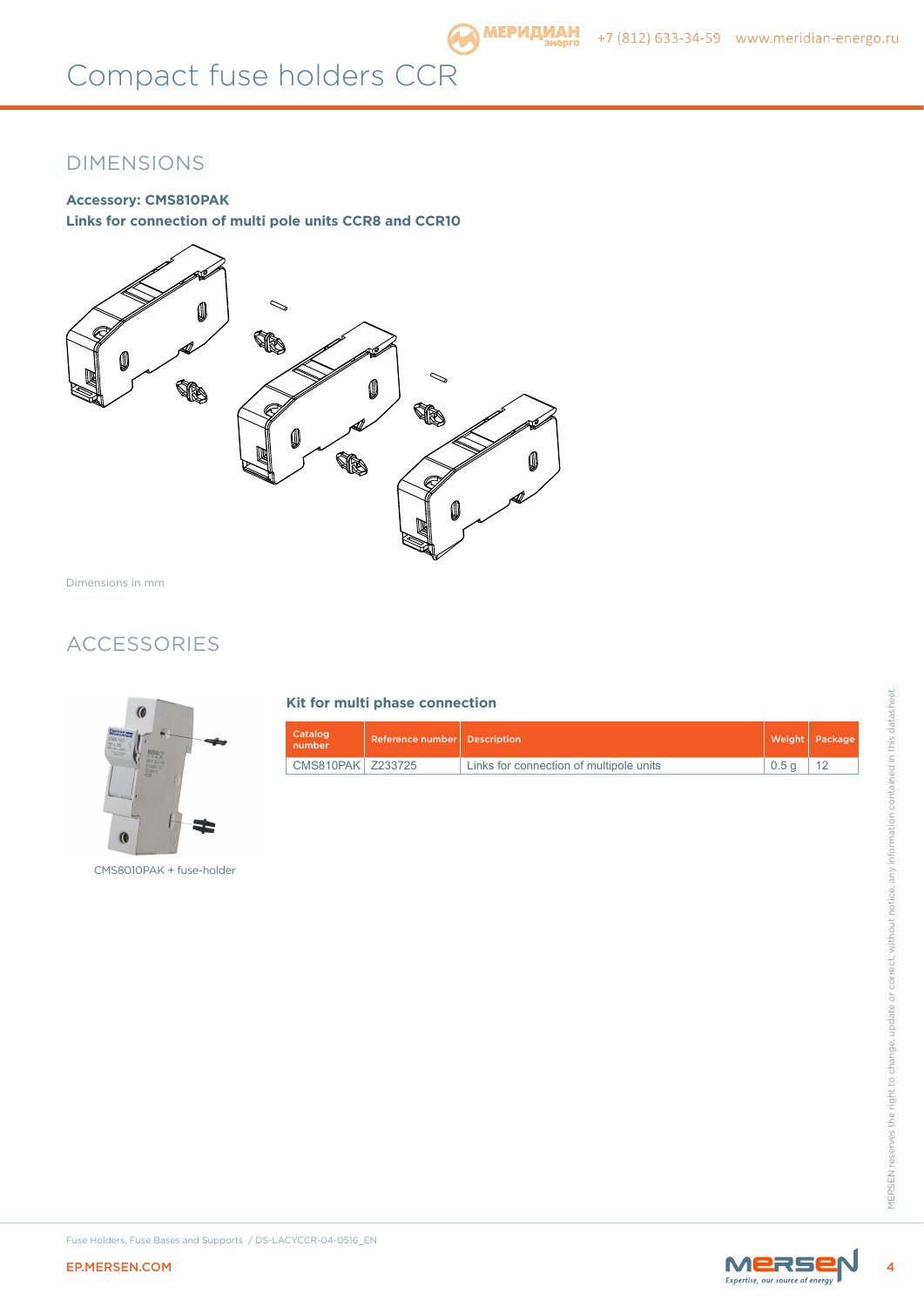# Compact fuse holders CCR

## DIMENSIONS

**Accessory: CMS810PAK**
**Links for connection of multi pole units CCR8 and CCR10**

Dimensions in mm

## ACCESSORIES

CMS8010PAK + fuse-holder

### Kit for multi phase connection

| Catalog number | Reference number | Description | Weight | Package |
|---|---|---|---|---|
| CMS810PAK | Z233725 | Links for connection of multipole units | 0.5 g | 12 |

MERSEN reserves the right to change, update or correct, without notice, any information contained in this datasheet.

Fuse Holders, Fuse Bases and Supports / DS-LACYCCR-04-0516_EN

EP.MERSEN.COM